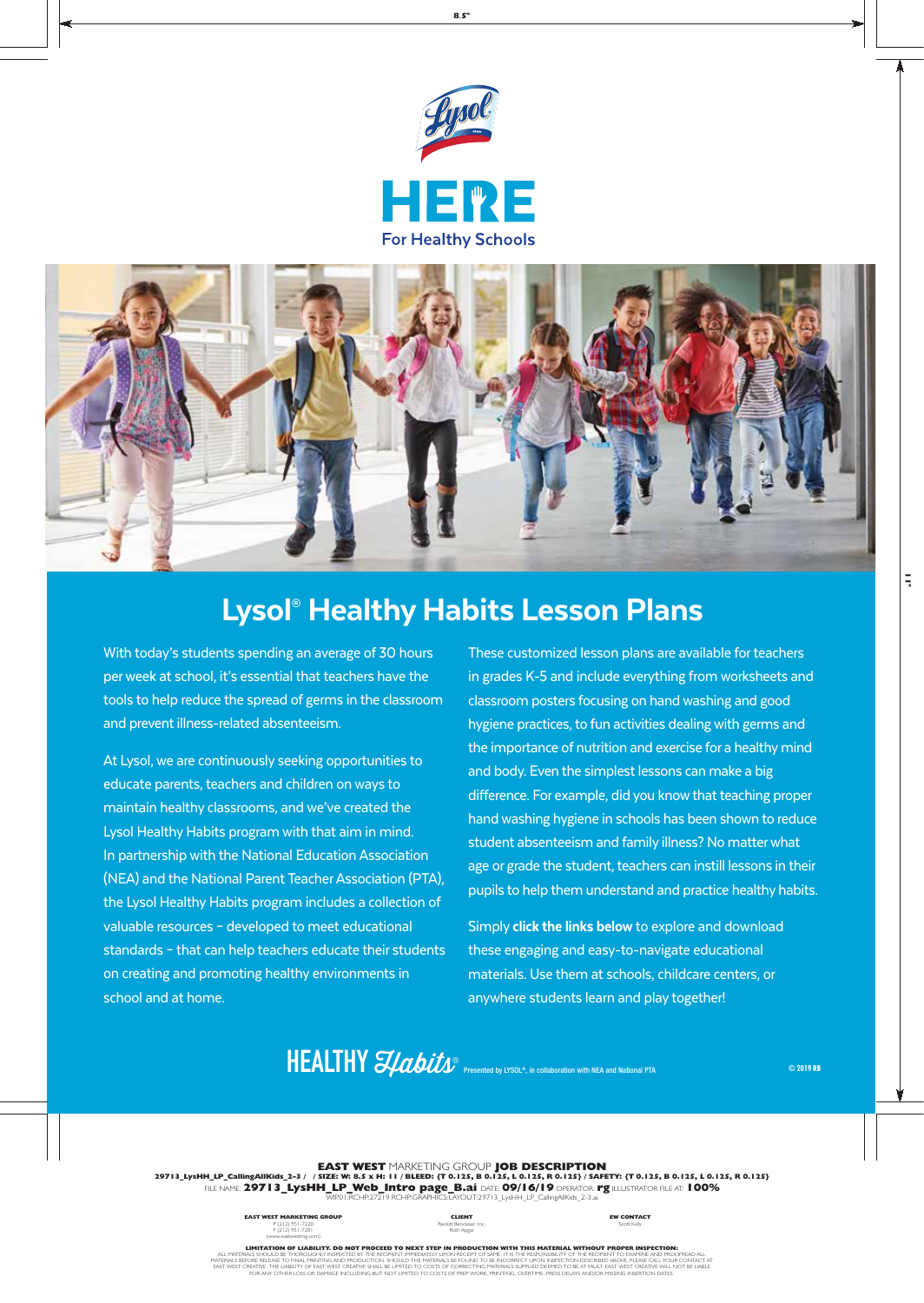Lysol

# HERE

For Healthy Schools

## Lysol® Healthy Habits Lesson Plans

With today's students spending an average of 30 hours per week at school, it's essential that teachers have the tools to help reduce the spread of germs in the classroom and prevent illness-related absenteeism.

At Lysol, we are continuously seeking opportunities to educate parents, teachers and children on ways to maintain healthy classrooms, and we've created the Lysol Healthy Habits program with that aim in mind. In partnership with the National Education Association (NEA) and the National Parent Teacher Association (PTA), the Lysol Healthy Habits program includes a collection of valuable resources – developed to meet educational standards – that can help teachers educate their students on creating and promoting healthy environments in school and at home.

These customized lesson plans are available for teachers in grades K-5 and include everything from worksheets and classroom posters focusing on hand washing and good hygiene practices, to fun activities dealing with germs and the importance of nutrition and exercise for a healthy mind and body. Even the simplest lessons can make a big difference. For example, did you know that teaching proper hand washing hygiene in schools has been shown to reduce student absenteeism and family illness? No matter what age or grade the student, teachers can instill lessons in their pupils to help them understand and practice healthy habits.

Simply **click the links below** to explore and download these engaging and easy-to-navigate educational materials. Use them at schools, childcare centers, or anywhere students learn and play together!

HEALTHY *Habits*® Presented by LYSOL®, in collaboration with NEA and National PTA

© 2019 RB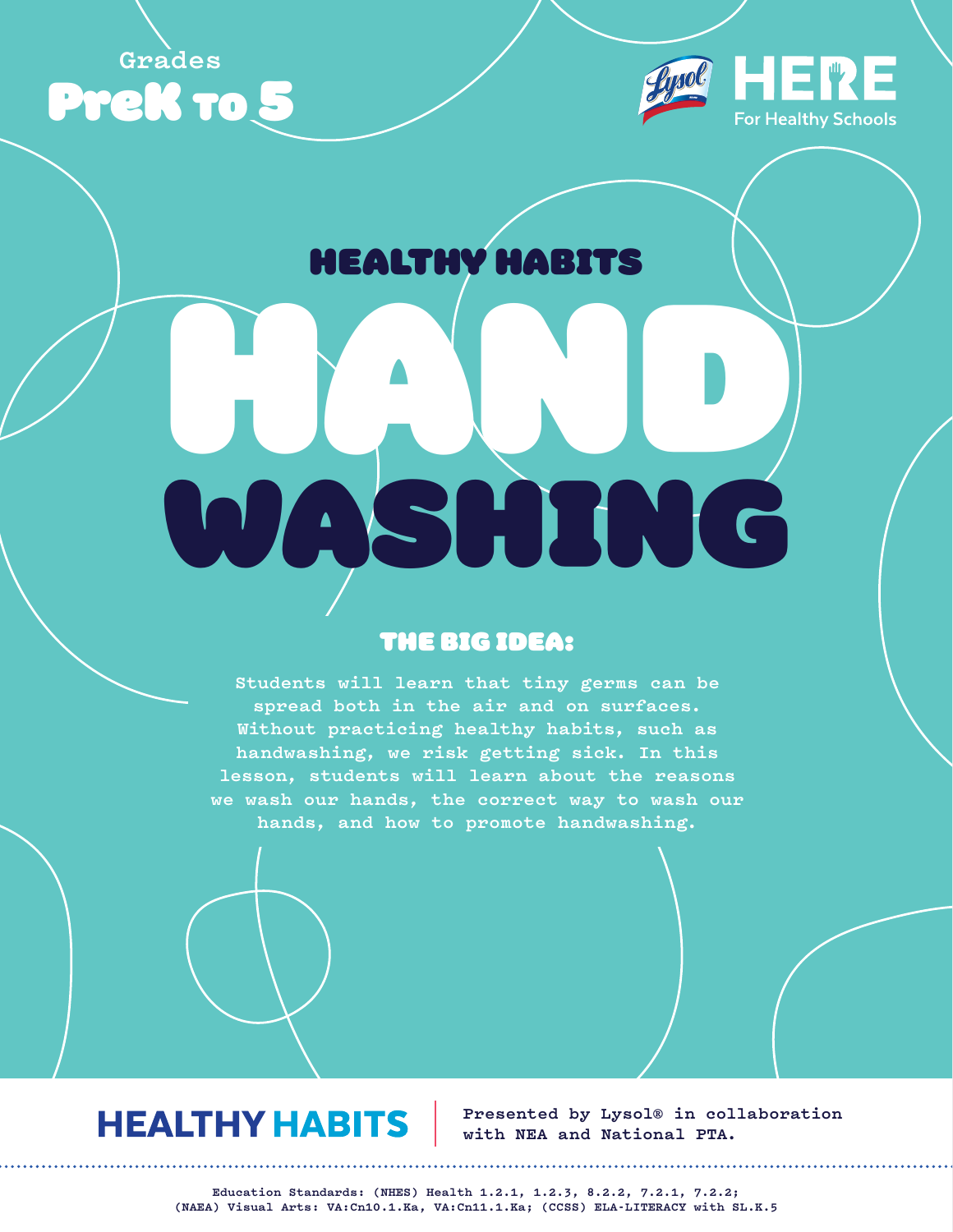Grades

**PreK to 5**

Lysol HERE For Healthy Schools

## HEALTHY HABITS

# HAND WASHING

### THE BIG IDEA:

Students will learn that tiny germs can be spread both in the air and on surfaces. Without practicing healthy habits, such as handwashing, we risk getting sick. In this lesson, students will learn about the reasons we wash our hands, the correct way to wash our hands, and how to promote handwashing.

**HEALTHY HABITS** | Presented by Lysol® in collaboration with NEA and National PTA.

Education Standards: (NHES) Health 1.2.1, 1.2.3, 8.2.2, 7.2.1, 7.2.2; (NAEA) Visual Arts: VA:Cn10.1.Ka, VA:Cn11.1.Ka; (CCSS) ELA-LITERACY with SL.K.5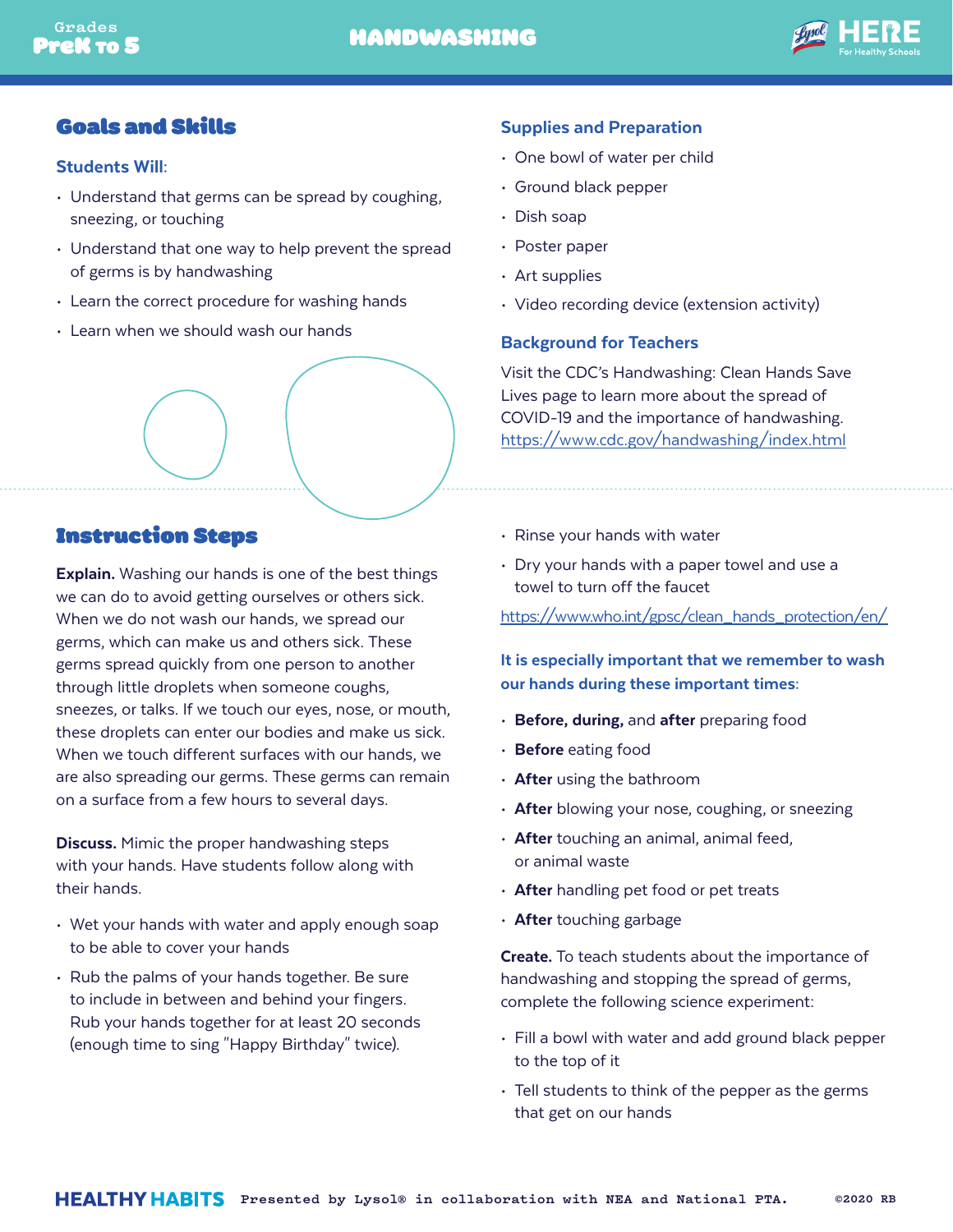## Goals and Skills

### Students Will:

- Understand that germs can be spread by coughing, sneezing, or touching
- Understand that one way to help prevent the spread of germs is by handwashing
- Learn the correct procedure for washing hands
- Learn when we should wash our hands

### Supplies and Preparation

- One bowl of water per child
- Ground black pepper
- Dish soap
- Poster paper
- Art supplies
- Video recording device (extension activity)

### Background for Teachers

Visit the CDC's Handwashing: Clean Hands Save Lives page to learn more about the spread of COVID-19 and the importance of handwashing. https://www.cdc.gov/handwashing/index.html

## Instruction Steps

**Explain.** Washing our hands is one of the best things we can do to avoid getting ourselves or others sick. When we do not wash our hands, we spread our germs, which can make us and others sick. These germs spread quickly from one person to another through little droplets when someone coughs, sneezes, or talks. If we touch our eyes, nose, or mouth, these droplets can enter our bodies and make us sick. When we touch different surfaces with our hands, we are also spreading our germs. These germs can remain on a surface from a few hours to several days.

**Discuss.** Mimic the proper handwashing steps with your hands. Have students follow along with their hands.

- Wet your hands with water and apply enough soap to be able to cover your hands
- Rub the palms of your hands together. Be sure to include in between and behind your fingers. Rub your hands together for at least 20 seconds (enough time to sing "Happy Birthday" twice).
- Rinse your hands with water
- Dry your hands with a paper towel and use a towel to turn off the faucet

https://www.who.int/gpsc/clean_hands_protection/en/

**It is especially important that we remember to wash our hands during these important times:**

- **Before, during,** and **after** preparing food
- **Before** eating food
- **After** using the bathroom
- **After** blowing your nose, coughing, or sneezing
- **After** touching an animal, animal feed, or animal waste
- **After** handling pet food or pet treats
- **After** touching garbage

**Create.** To teach students about the importance of handwashing and stopping the spread of germs, complete the following science experiment:

- Fill a bowl with water and add ground black pepper to the top of it
- Tell students to think of the pepper as the germs that get on our hands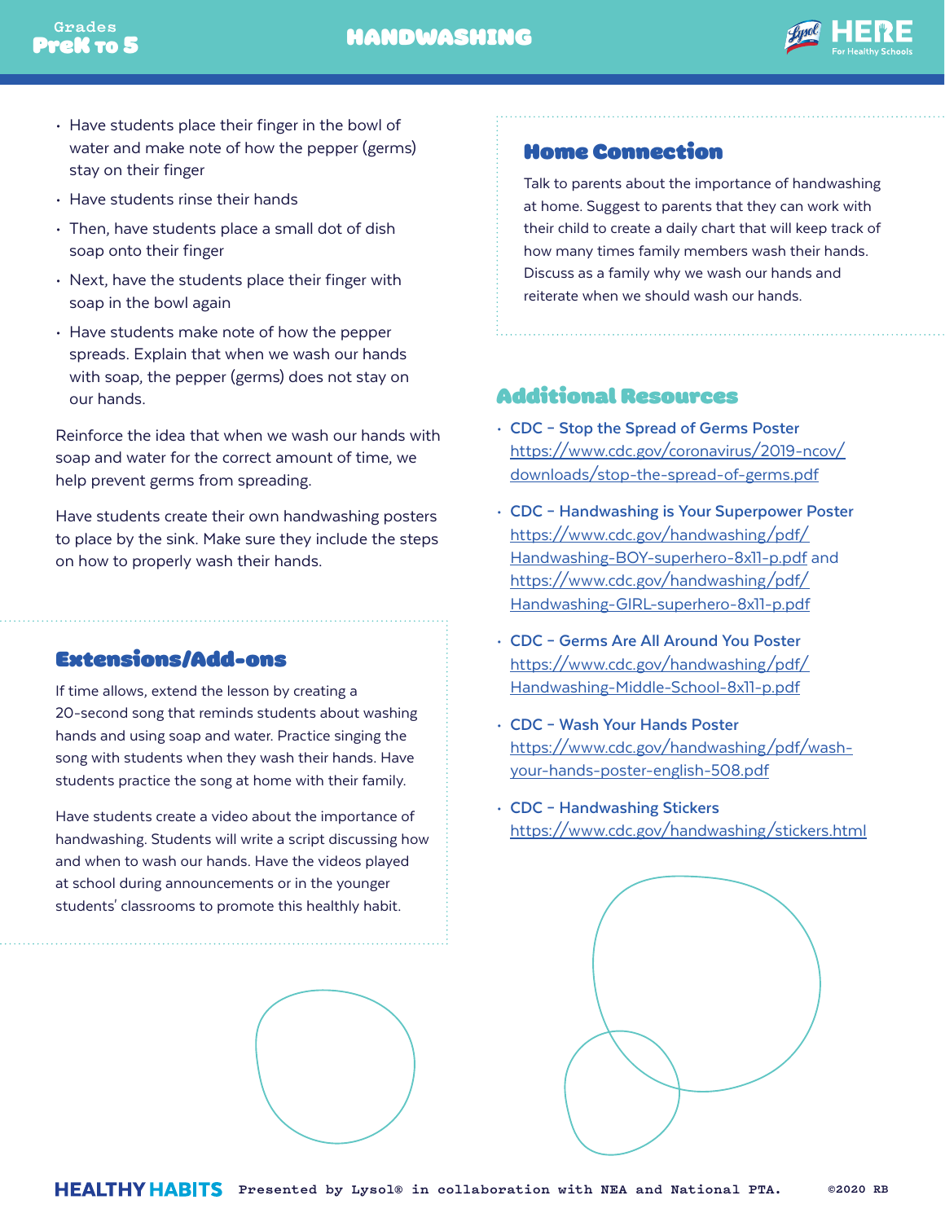- Have students place their finger in the bowl of water and make note of how the pepper (germs) stay on their finger
- Have students rinse their hands
- Then, have students place a small dot of dish soap onto their finger
- Next, have the students place their finger with soap in the bowl again
- Have students make note of how the pepper spreads. Explain that when we wash our hands with soap, the pepper (germs) does not stay on our hands.

Reinforce the idea that when we wash our hands with soap and water for the correct amount of time, we help prevent germs from spreading.

Have students create their own handwashing posters to place by the sink. Make sure they include the steps on how to properly wash their hands.

## Extensions/Add-ons

If time allows, extend the lesson by creating a 20-second song that reminds students about washing hands and using soap and water. Practice singing the song with students when they wash their hands. Have students practice the song at home with their family.

Have students create a video about the importance of handwashing. Students will write a script discussing how and when to wash our hands. Have the videos played at school during announcements or in the younger students' classrooms to promote this healthy habit.

## Home Connection

Talk to parents about the importance of handwashing at home. Suggest to parents that they can work with their child to create a daily chart that will keep track of how many times family members wash their hands. Discuss as a family why we wash our hands and reiterate when we should wash our hands.

## Additional Resources

- **CDC – Stop the Spread of Germs Poster**
  https://www.cdc.gov/coronavirus/2019-ncov/downloads/stop-the-spread-of-germs.pdf
- **CDC – Handwashing is Your Superpower Poster**
  https://www.cdc.gov/handwashing/pdf/Handwashing-BOY-superhero-8x11-p.pdf and https://www.cdc.gov/handwashing/pdf/Handwashing-GIRL-superhero-8x11-p.pdf
- **CDC – Germs Are All Around You Poster**
  https://www.cdc.gov/handwashing/pdf/Handwashing-Middle-School-8x11-p.pdf
- **CDC – Wash Your Hands Poster**
  https://www.cdc.gov/handwashing/pdf/wash-your-hands-poster-english-508.pdf
- **CDC – Handwashing Stickers**
  https://www.cdc.gov/handwashing/stickers.html